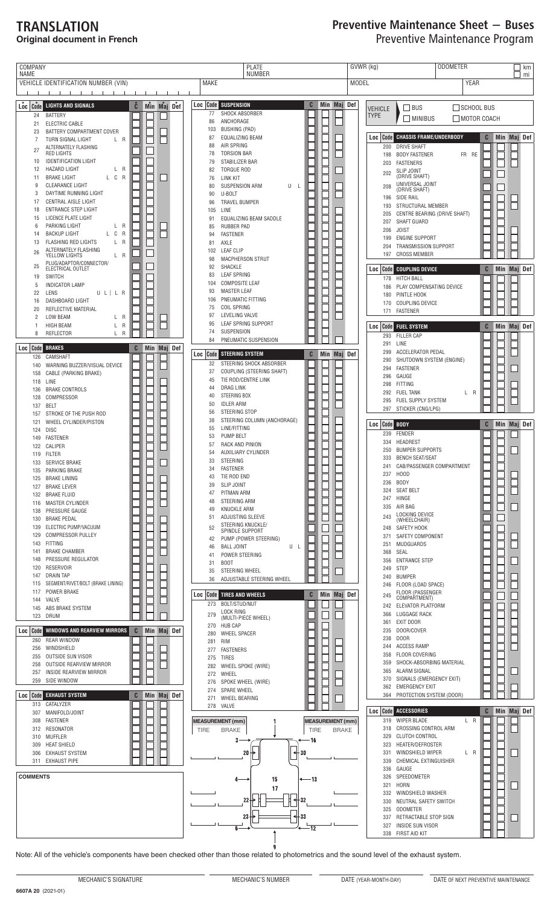# TRANSLATION
**Original document in French**

# Preventive Maintenance Sheet – Buses
## Preventive Maintenance Program

| COMPANY NAME | PLATE NUMBER | GVWR (kg) | ODOMETER | ☐ km ☐ mi |
|---|---|---|---|---|
| VEHICLE IDENTIFICATION NUMBER (VIN) | MAKE | MODEL | YEAR | |

| Loc | Code | LIGHTS AND SIGNALS | C | Min | Maj | Def |
|---|---|---|---|---|---|---|
| | 24 | BATTERY | | | | |
| | 21 | ELECTRIC CABLE | | | | |
| | 23 | BATTERY COMPARTMENT COVER | | | | |
| | 7 | TURN SIGNAL LIGHT L R | | | | |
| | 27 | ALTERNATELY FLASHING RED LIGHTS | | | | |
| | 10 | IDENTIFICATION LIGHT | | | | |
| | 12 | HAZARD LIGHT L R | | | | |
| | 11 | BRAKE LIGHT L C R | | | | |
| | 9 | CLEARANCE LIGHT | | | | |
| | 3 | DAYTIME RUNNING LIGHT | | | | |
| | 17 | CENTRAL AISLE LIGHT | | | | |
| | 18 | ENTRANCE STEP LIGHT | | | | |
| | 15 | LICENCE PLATE LIGHT | | | | |
| | 6 | PARKING LIGHT L R | | | | |
| | 14 | BACKUP LIGHT L C R | | | | |
| | 13 | FLASHING RED LIGHTS L R | | | | |
| | 26 | ALTERNATELY FLASHING YELLOW LIGHTS L R | | | | |
| | 25 | PLUG/ADAPTOR/CONNECTOR/ ELECTRICAL OUTLET | | | | |
| | 19 | SWITCH | | | | |
| | 5 | INDICATOR LAMP | | | | |
| | 22 | LENS U L \| L R | | | | |
| | 16 | DASHBOARD LIGHT | | | | |
| | 20 | REFLECTIVE MATERIAL | | | | |
| | 2 | LOW BEAM L R | | | | |
| | 1 | HIGH BEAM L R | | | | |
| | 8 | REFLECTOR L R | | | | |

| Loc | Code | BRAKES | C | Min | Maj | Def |
|---|---|---|---|---|---|---|
| | 126 | CAMSHAFT | | | | |
| | 140 | WARNING BUZZER/VISUAL DEVICE | | | | |
| | 158 | CABLE (PARKING BRAKE) | | | | |
| | 118 | LINE | | | | |
| | 136 | BRAKE CONTROLS | | | | |
| | 128 | COMPRESSOR | | | | |
| | 137 | BELT | | | | |
| | 157 | STROKE OF THE PUSH ROD | | | | |
| | 121 | WHEEL CYLINDER/PISTON | | | | |
| | 124 | DISC | | | | |
| | 149 | FASTENER | | | | |
| | 122 | CALIPER | | | | |
| | 119 | FILTER | | | | |
| | 133 | SERVICE BRAKE | | | | |
| | 135 | PARKING BRAKE | | | | |
| | 125 | BRAKE LINING | | | | |
| | 127 | BRAKE LEVER | | | | |
| | 132 | BRAKE FLUID | | | | |
| | 116 | MASTER CYLINDER | | | | |
| | 138 | PRESSURE GAUGE | | | | |
| | 130 | BRAKE PEDAL | | | | |
| | 139 | ELECTRIC PUMP/VACUUM | | | | |
| | 129 | COMPRESSOR PULLEY | | | | |
| | 143 | FITTING | | | | |
| | 141 | BRAKE CHAMBER | | | | |
| | 148 | PRESSURE REGULATOR | | | | |
| | 120 | RESERVOIR | | | | |
| | 147 | DRAIN TAP | | | | |
| | 115 | SEGMENT/RIVET/BOLT (BRAKE LINING) | | | | |
| | 117 | POWER BRAKE | | | | |
| | 144 | VALVE | | | | |
| | 145 | ABS BRAKE SYSTEM | | | | |
| | 123 | DRUM | | | | |

| Loc | Code | WINDOWS AND REARVIEW MIRRORS | C | Min | Maj | Def |
|---|---|---|---|---|---|---|
| | 260 | REAR WINDOW | | | | |
| | 256 | WINDSHIELD | | | | |
| | 255 | OUTSIDE SUN VISOR | | | | |
| | 258 | OUTSIDE REARVIEW MIRROR | | | | |
| | 257 | INSIDE REARVIEW MIRROR | | | | |
| | 259 | SIDE WINDOW | | | | |

| Loc | Code | EXHAUST SYSTEM | C | Min | Maj | Def |
|---|---|---|---|---|---|---|
| | 313 | CATALYZER | | | | |
| | 307 | MANIFOLD/JOINT | | | | |
| | 308 | FASTENER | | | | |
| | 312 | RESONATOR | | | | |
| | 310 | MUFFLER | | | | |
| | 309 | HEAT SHIELD | | | | |
| | 306 | EXHAUST SYSTEM | | | | |
| | 311 | EXHAUST PIPE | | | | |

**COMMENTS**

| Loc | Code | SUSPENSION | C | Min | Maj | Def |
|---|---|---|---|---|---|---|
| | 77 | SHOCK ABSORBER | | | | |
| | 86 | ANCHORAGE | | | | |
| | 103 | BUSHING (PAD) | | | | |
| | 87 | EQUALIZING BEAM | | | | |
| | 88 | AIR SPRING | | | | |
| | 78 | TORSION BAR | | | | |
| | 79 | STABILIZER BAR | | | | |
| | 82 | TORQUE ROD | | | | |
| | 76 | LINK KIT | | | | |
| | 80 | SUSPENSION ARM U L | | | | |
| | 90 | U-BOLT | | | | |
| | 96 | TRAVEL BUMPER | | | | |
| | 105 | LINE | | | | |
| | 91 | EQUALIZING BEAM SADDLE | | | | |
| | 85 | RUBBER PAD | | | | |
| | 94 | FASTENER | | | | |
| | 81 | AXLE | | | | |
| | 102 | LEAF CLIP | | | | |
| | 98 | MACPHERSON STRUT | | | | |
| | 92 | SHACKLE | | | | |
| | 83 | LEAF SPRING | | | | |
| | 104 | COMPOSITE LEAF | | | | |
| | 93 | MASTER LEAF | | | | |
| | 106 | PNEUMATIC FITTING | | | | |
| | 75 | COIL SPRING | | | | |
| | 97 | LEVELING VALVE | | | | |
| | 95 | LEAF SPRING SUPPORT | | | | |
| | 74 | SUSPENSION | | | | |
| | 84 | PNEUMATIC SUSPENSION | | | | |

| Loc | Code | STEERING SYSTEM | C | Min | Maj | Def |
|---|---|---|---|---|---|---|
| | 32 | STEERING SHOCK ABSORBER | | | | |
| | 37 | COUPLING (STEERING SHAFT) | | | | |
| | 45 | TIE ROD/CENTRE LINK | | | | |
| | 44 | DRAG LINK | | | | |
| | 40 | STEERING BOX | | | | |
| | 50 | IDLER ARM | | | | |
| | 56 | STEERING STOP | | | | |
| | 38 | STEERING COLUMN (ANCHORAGE) | | | | |
| | 55 | LINE/FITTING | | | | |
| | 53 | PUMP BELT | | | | |
| | 57 | RACK AND PINION | | | | |
| | 54 | AUXILIARY CYLINDER | | | | |
| | 33 | STEERING | | | | |
| | 34 | FASTENER | | | | |
| | 43 | TIE ROD END | | | | |
| | 39 | SLIP JOINT | | | | |
| | 47 | PITMAN ARM | | | | |
| | 48 | STEERING ARM | | | | |
| | 49 | KNUCKLE ARM | | | | |
| | 51 | ADJUSTING SLEEVE | | | | |
| | 52 | STEERING KNUCKLE/ SPINDLE SUPPORT | | | | |
| | 42 | PUMP (POWER STEERING) | | | | |
| | 46 | BALL JOINT U L | | | | |
| | 41 | POWER STEERING | | | | |
| | 31 | BOOT | | | | |
| | 35 | STEERING WHEEL | | | | |
| | 36 | ADJUSTABLE STEERING WHEEL | | | | |

| Loc | Code | TIRES AND WHEELS | C | Min | Maj | Def |
|---|---|---|---|---|---|---|
| | 273 | BOLT/STUD/NUT | | | | |
| | 279 | LOCK RING (MULTI-PIECE WHEEL) | | | | |
| | 270 | HUB CAP | | | | |
| | 280 | WHEEL SPACER | | | | |
| | 281 | RIM | | | | |
| | 277 | FASTENERS | | | | |
| | 275 | TIRES | | | | |
| | 282 | WHEEL SPOKE (WIRE) | | | | |
| | 272 | WHEEL | | | | |
| | 276 | SPOKE WHEEL (WIRE) | | | | |
| | 274 | SPARE WHEEL | | | | |
| | 271 | WHEEL BEARING | | | | |
| | 278 | VALVE | | | | |

| MEASUREMENT (mm) | | Position | | Position | MEASUREMENT (mm) | |
|---|---|---|---|---|---|---|
| TIRE | BRAKE | | | | TIRE | BRAKE |
| | | 3 | 1 | 16 | | |
| | | 20 | | 30 | | |
| | | 4 | 15, 17 | 13 | | |
| | | 22 | | 32 | | |
| | | 23 | | 33 | | |
| | | 6 | 9 | 12 | | |

VEHICLE TYPE: ☐ BUS ☐ SCHOOL BUS ☐ MINIBUS ☐ MOTOR COACH

| Loc | Code | CHASSIS FRAME/UNDERBODY | C | Min | Maj | Def |
|---|---|---|---|---|---|---|
| | 200 | DRIVE SHAFT | | | | |
| | 198 | BODY FASTENER FR RE | | | | |
| | 203 | FASTENERS | | | | |
| | 202 | SLIP JOINT (DRIVE SHAFT) | | | | |
| | 208 | UNIVERSAL JOINT (DRIVE SHAFT) | | | | |
| | 196 | SIDE RAIL | | | | |
| | 193 | STRUCTURAL MEMBER | | | | |
| | 205 | CENTRE BEARING (DRIVE SHAFT) | | | | |
| | 207 | SHAFT GUARD | | | | |
| | 206 | JOIST | | | | |
| | 199 | ENGINE SUPPORT | | | | |
| | 204 | TRANSMISSION SUPPORT | | | | |
| | 197 | CROSS MEMBER | | | | |

| Loc | Code | COUPLING DEVICE | C | Min | Maj | Def |
|---|---|---|---|---|---|---|
| | 178 | HITCH BALL | | | | |
| | 186 | PLAY COMPENSATING DEVICE | | | | |
| | 180 | PINTLE HOOK | | | | |
| | 170 | COUPLING DEVICE | | | | |
| | 171 | FASTENER | | | | |

| Loc | Code | FUEL SYSTEM | C | Min | Maj | Def |
|---|---|---|---|---|---|---|
| | 293 | FILLER CAP | | | | |
| | 291 | LINE | | | | |
| | 299 | ACCELERATOR PEDAL | | | | |
| | 290 | SHUTDOWN SYSTEM (ENGINE) | | | | |
| | 294 | FASTENER | | | | |
| | 296 | GAUGE | | | | |
| | 298 | FITTING | | | | |
| | 292 | FUEL TANK L R | | | | |
| | 295 | FUEL SUPPLY SYSTEM | | | | |
| | 297 | STICKER (CNG/LPG) | | | | |

| Loc | Code | BODY | C | Min | Maj | Def |
|---|---|---|---|---|---|---|
| | 239 | FENDER | | | | |
| | 334 | HEADREST | | | | |
| | 250 | BUMPER SUPPORTS | | | | |
| | 333 | BENCH SEAT/SEAT | | | | |
| | 241 | CAB/PASSENGER COMPARTMENT | | | | |
| | 237 | HOOD | | | | |
| | 236 | BODY | | | | |
| | 324 | SEAT BELT | | | | |
| | 247 | HINGE | | | | |
| | 335 | AIR BAG | | | | |
| | 243 | LOCKING DEVICE (WHEELCHAIR) | | | | |
| | 248 | SAFETY HOOK | | | | |
| | 371 | SAFETY COMPONENT | | | | |
| | 251 | MUDGUARDS | | | | |
| | 368 | SEAL | | | | |
| | 356 | ENTRANCE STEP | | | | |
| | 249 | STEP | | | | |
| | 240 | BUMPER | | | | |
| | 246 | FLOOR (LOAD SPACE) | | | | |
| | 245 | FLOOR (PASSENGER COMPARTMENT) | | | | |
| | 242 | ELEVATOR PLATFORM | | | | |
| | 366 | LUGGAGE RACK | | | | |
| | 361 | EXIT DOOR | | | | |
| | 235 | DOOR/COVER | | | | |
| | 238 | DOOR | | | | |
| | 244 | ACCESS RAMP | | | | |
| | 358 | FLOOR COVERING | | | | |
| | 359 | SHOCK-ABSORBING MATERIAL | | | | |
| | 365 | ALARM SIGNAL | | | | |
| | 370 | SIGNALS (EMERGENCY EXIT) | | | | |
| | 362 | EMERGENCY EXIT | | | | |
| | 364 | PROTECTION SYSTEM (DOOR) | | | | |

| Loc | Code | ACCESSORIES | C | Min | Maj | Def |
|---|---|---|---|---|---|---|
| | 319 | WIPER BLADE L R | | | | |
| | 318 | CROSSING CONTROL ARM | | | | |
| | 329 | CLUTCH CONTROL | | | | |
| | 323 | HEATER/DEFROSTER | | | | |
| | 331 | WINDSHIELD WIPER L R | | | | |
| | 339 | CHEMICAL EXTINGUISHER | | | | |
| | 336 | GAUGE | | | | |
| | 326 | SPEEDOMETER | | | | |
| | 321 | HORN | | | | |
| | 332 | WINDSHIELD WASHER | | | | |
| | 330 | NEUTRAL SAFETY SWITCH | | | | |
| | 325 | ODOMETER | | | | |
| | 337 | RETRACTABLE STOP SIGN | | | | |
| | 327 | INSIDE SUN VISOR | | | | |
| | 338 | FIRST AID KIT | | | | |

Note: All of the vehicle's components have been checked other than those related to photometrics and the sound level of the exhaust system.

| MECHANIC'S SIGNATURE | MECHANIC'S NUMBER | DATE (YEAR-MONTH-DAY) | DATE OF NEXT PREVENTIVE MAINTENANCE |
|---|---|---|---|

6607A 20 (2021-01)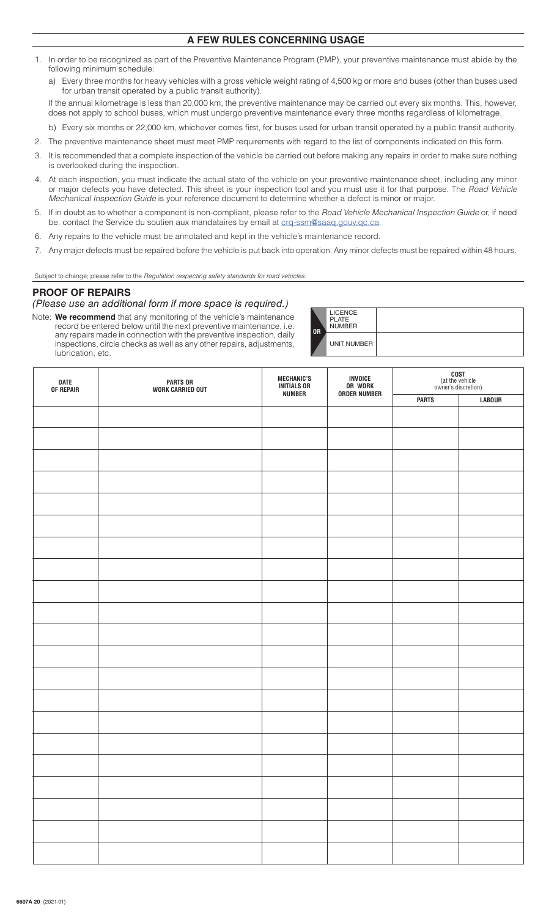## A FEW RULES CONCERNING USAGE

1. In order to be recognized as part of the Preventive Maintenance Program (PMP), your preventive maintenance must abide by the following minimum schedule:
   a) Every three months for heavy vehicles with a gross vehicle weight rating of 4,500 kg or more and buses (other than buses used for urban transit operated by a public transit authority).

   If the annual kilometrage is less than 20,000 km, the preventive maintenance may be carried out every six months. This, however, does not apply to school buses, which must undergo preventive maintenance every three months regardless of kilometrage.

   b) Every six months or 22,000 km, whichever comes first, for buses used for urban transit operated by a public transit authority.
2. The preventive maintenance sheet must meet PMP requirements with regard to the list of components indicated on this form.
3. It is recommended that a complete inspection of the vehicle be carried out before making any repairs in order to make sure nothing is overlooked during the inspection.
4. At each inspection, you must indicate the actual state of the vehicle on your preventive maintenance sheet, including any minor or major defects you have detected. This sheet is your inspection tool and you must use it for that purpose. The *Road Vehicle Mechanical Inspection Guide* is your reference document to determine whether a defect is minor or major.
5. If in doubt as to whether a component is non-compliant, please refer to the *Road Vehicle Mechanical Inspection Guide* or, if need be, contact the Service du soutien aux mandataires by email at crq-ssm@saaq.gouv.qc.ca.
6. Any repairs to the vehicle must be annotated and kept in the vehicle's maintenance record.
7. Any major defects must be repaired before the vehicle is put back into operation. Any minor defects must be repaired within 48 hours.

Subject to change; please refer to the *Regulation respecting safety standards for road vehicles*.

## PROOF OF REPAIRS

*(Please use an additional form if more space is required.)*

Note: **We recommend** that any monitoring of the vehicle's maintenance record be entered below until the next preventive maintenance, i.e. any repairs made in connection with the preventive inspection, daily inspections, circle checks as well as any other repairs, adjustments, lubrication, etc.

| | |
|---|---|
| LICENCE PLATE NUMBER | |
| OR | |
| UNIT NUMBER | |

| DATE OF REPAIR | PARTS OR WORK CARRIED OUT | MECHANIC'S INITIALS OR NUMBER | INVOICE OR WORK ORDER NUMBER | COST (at the vehicle owner's discretion) | |
|---|---|---|---|---|---|
| | | | | PARTS | LABOUR |
| | | | | | |
| | | | | | |
| | | | | | |
| | | | | | |
| | | | | | |
| | | | | | |
| | | | | | |
| | | | | | |
| | | | | | |
| | | | | | |
| | | | | | |
| | | | | | |
| | | | | | |
| | | | | | |
| | | | | | |
| | | | | | |
| | | | | | |
| | | | | | |
| | | | | | |
| | | | | | |
| | | | | | |

6607A 20 (2021-01)